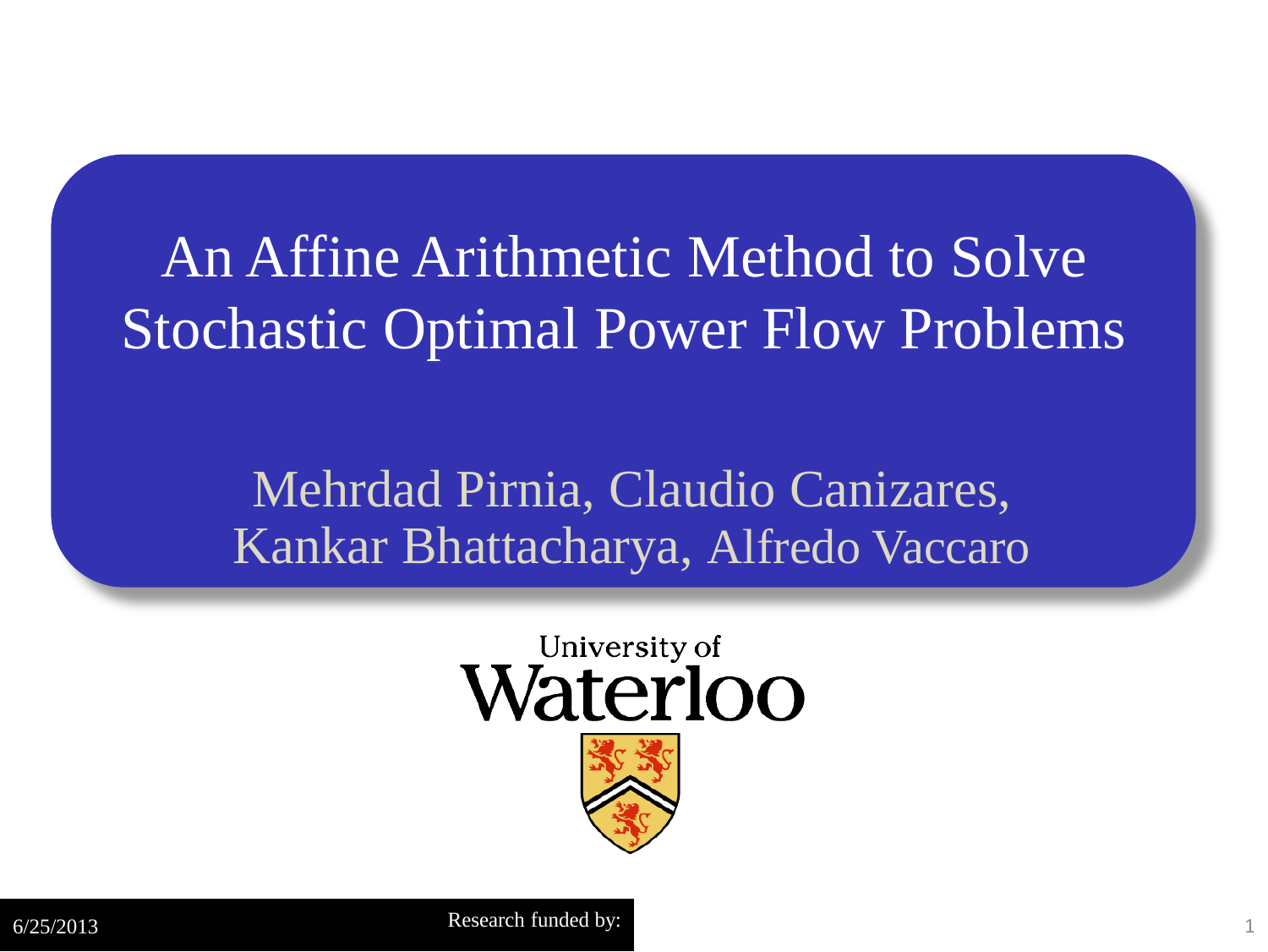# An Affine Arithmetic Method to Solve Stochastic Optimal Power Flow Problems

Mehrdad Pirnia, Claudio Canizares, Kankar Bhattacharya, Alfredo Vaccaro

University of Waterloo

6/25/2013

Research funded by: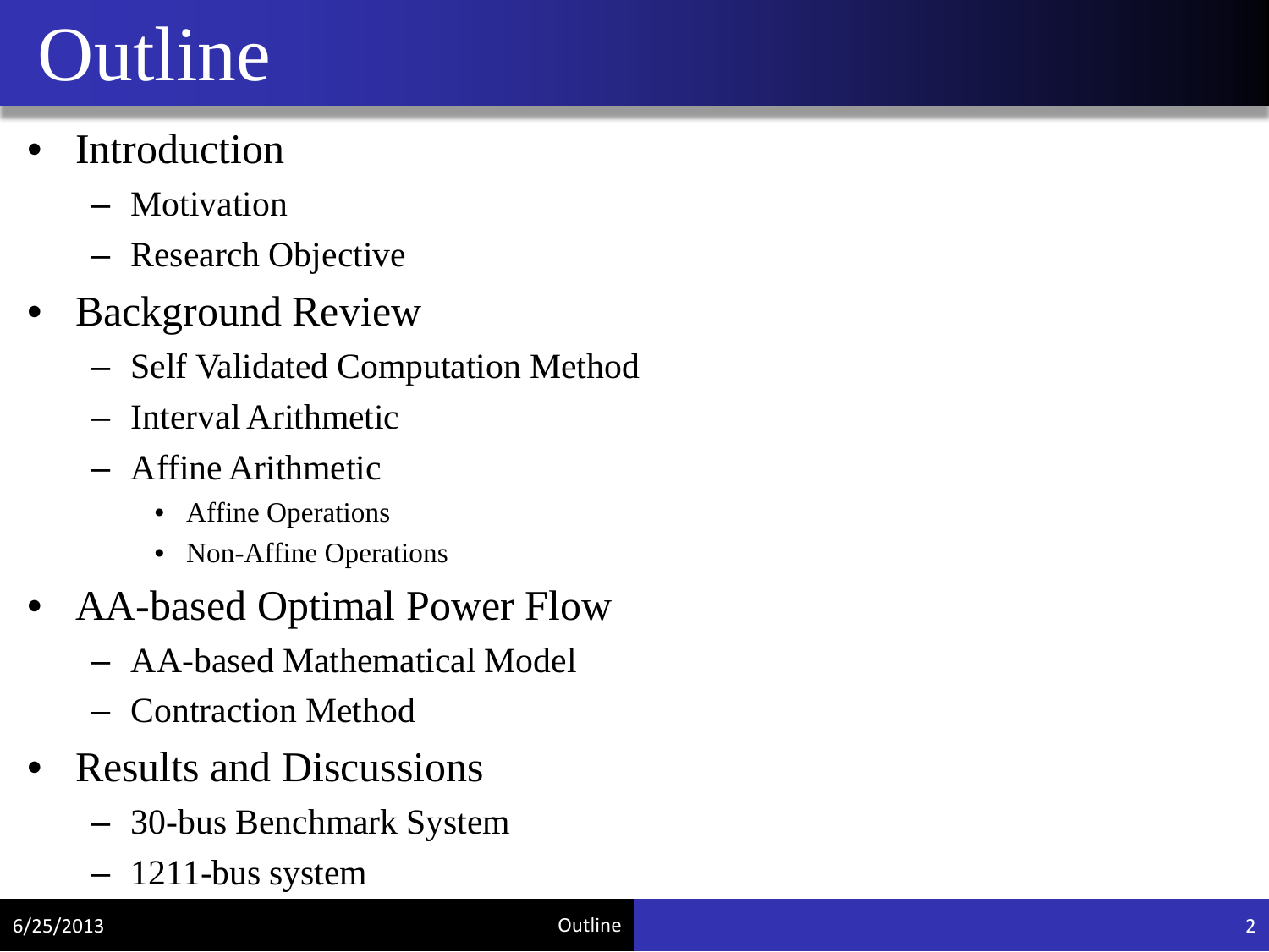# Outline

- Introduction
  - Motivation
  - Research Objective
- Background Review
  - Self Validated Computation Method
  - Interval Arithmetic
  - Affine Arithmetic
    - Affine Operations
    - Non-Affine Operations
- AA-based Optimal Power Flow
  - AA-based Mathematical Model
  - Contraction Method
- Results and Discussions
  - 30-bus Benchmark System
  - 1211-bus system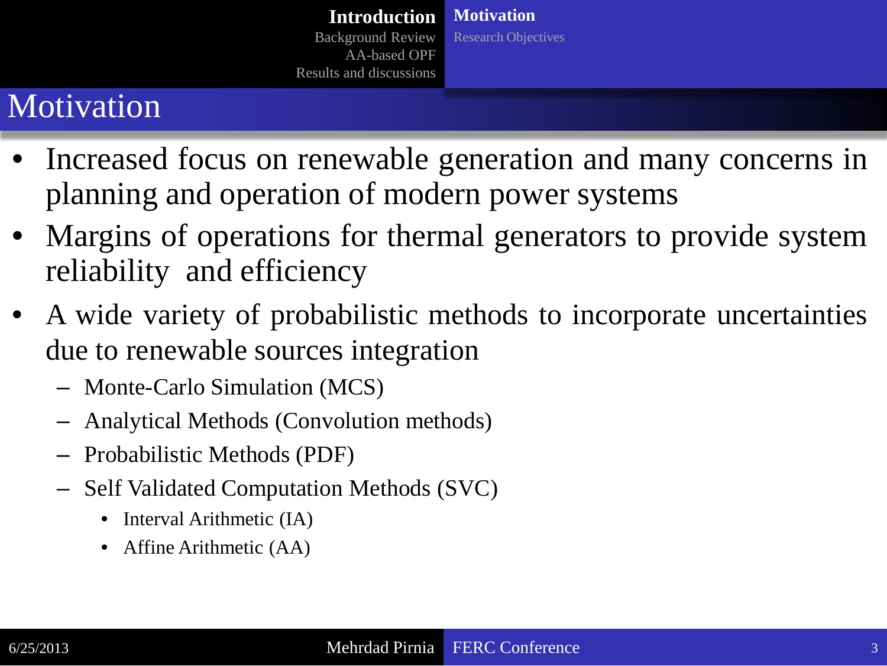# Motivation

- Increased focus on renewable generation and many concerns in planning and operation of modern power systems
- Margins of operations for thermal generators to provide system reliability and efficiency
- A wide variety of probabilistic methods to incorporate uncertainties due to renewable sources integration
  - Monte-Carlo Simulation (MCS)
  - Analytical Methods (Convolution methods)
  - Probabilistic Methods (PDF)
  - Self Validated Computation Methods (SVC)
    - Interval Arithmetic (IA)
    - Affine Arithmetic (AA)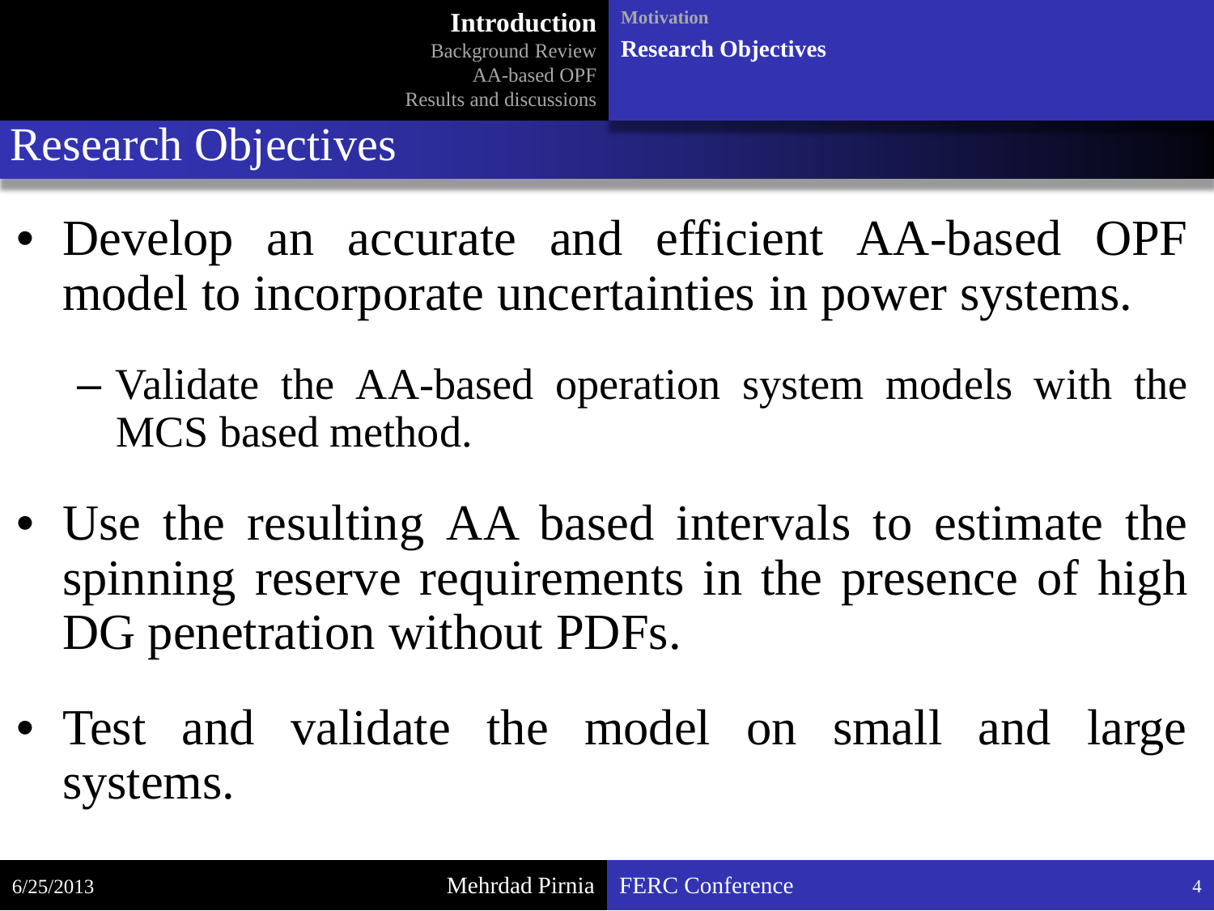# Research Objectives

- Develop an accurate and efficient AA-based OPF model to incorporate uncertainties in power systems.
  - Validate the AA-based operation system models with the MCS based method.
- Use the resulting AA based intervals to estimate the spinning reserve requirements in the presence of high DG penetration without PDFs.
- Test and validate the model on small and large systems.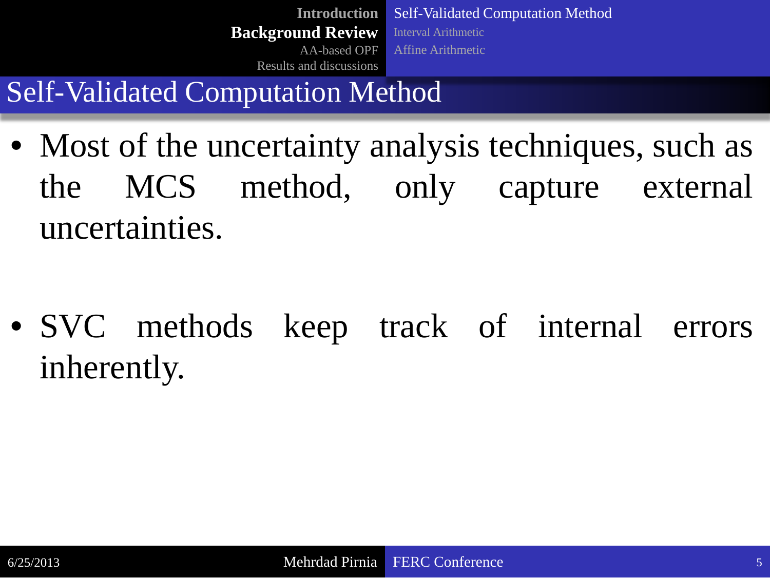# Self-Validated Computation Method

- Most of the uncertainty analysis techniques, such as the MCS method, only capture external uncertainties.

- SVC methods keep track of internal errors inherently.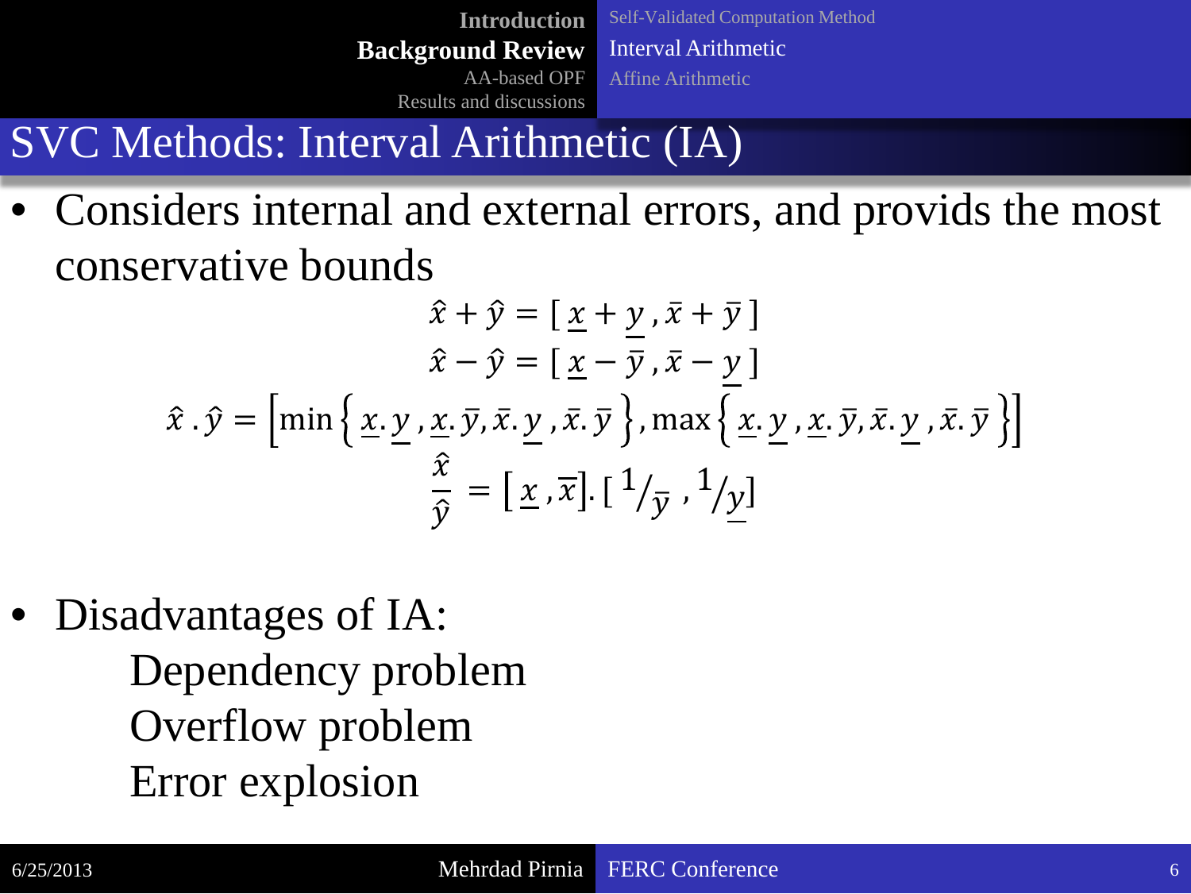# SVC Methods: Interval Arithmetic (IA)

- Considers internal and external errors, and provids the most conservative bounds

$$\hat{x} + \hat{y} = [\,\underline{x} + \underline{y}\,, \bar{x} + \bar{y}\,]$$

$$\hat{x} - \hat{y} = [\,\underline{x} - \bar{y}\,, \bar{x} - \underline{y}\,]$$

$$\hat{x}\,.\,\hat{y} = \left[\min\left\{\,\underline{x}.\,\underline{y}\,, \underline{x}.\,\bar{y}, \bar{x}.\,\underline{y}\,, \bar{x}.\,\bar{y}\,\right\}, \max\left\{\,\underline{x}.\,\underline{y}\,, \underline{x}.\,\bar{y}, \bar{x}.\,\underline{y}\,, \bar{x}.\,\bar{y}\,\right\}\right]$$

$$\frac{\hat{x}}{\hat{y}} = [\,\underline{x}\,, \bar{x}].\,[\,{}^{1}/_{\bar{y}}\,, {}^{1}/_{\underline{y}}]$$

- Disadvantages of IA:
  - Dependency problem
  - Overflow problem
  - Error explosion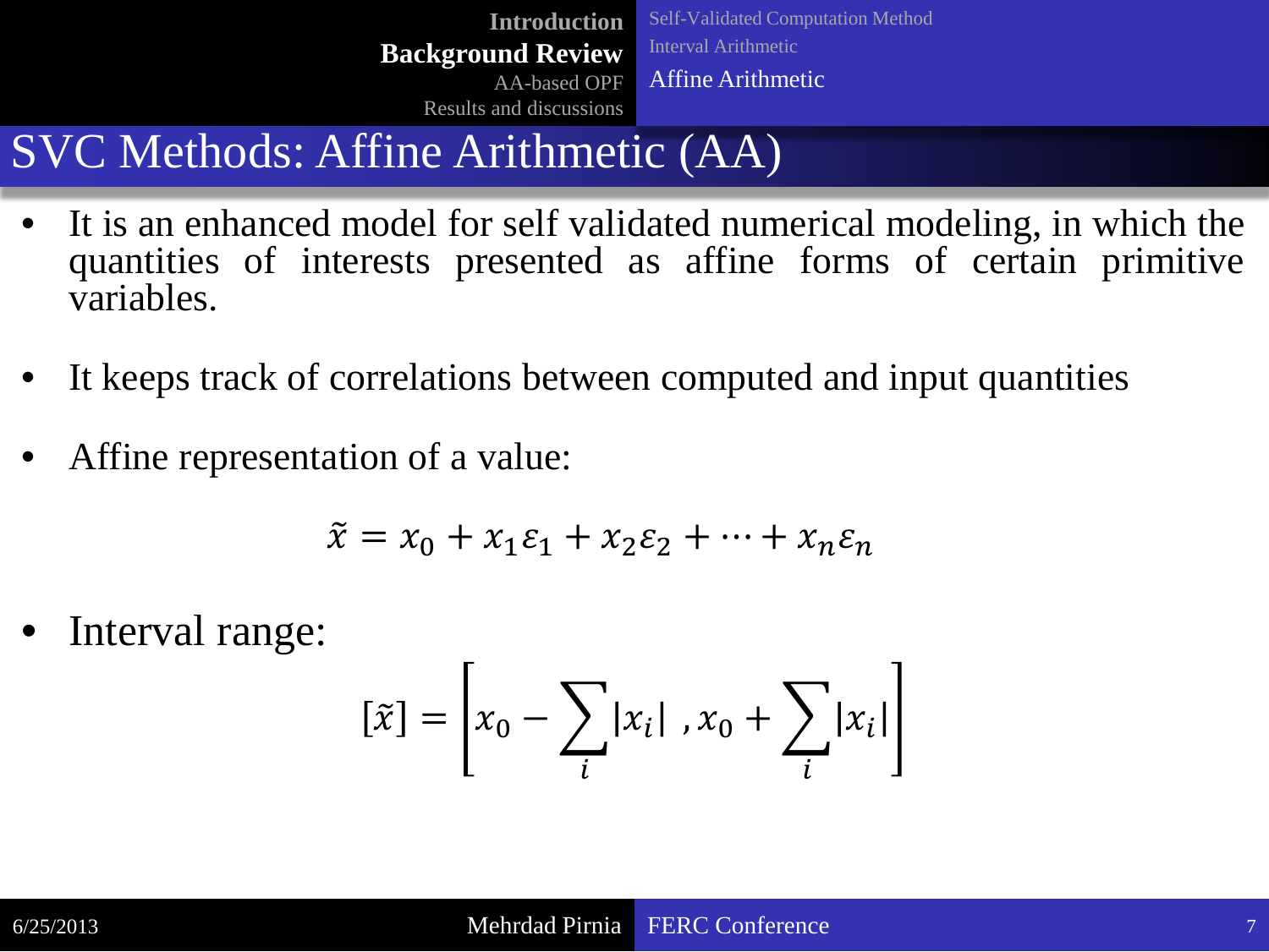# SVC Methods: Affine Arithmetic (AA)

- It is an enhanced model for self validated numerical modeling, in which the quantities of interests presented as affine forms of certain primitive variables.
- It keeps track of correlations between computed and input quantities
- Affine representation of a value:

$$\tilde{x} = x_0 + x_1\varepsilon_1 + x_2\varepsilon_2 + \cdots + x_n\varepsilon_n$$

- Interval range:

$$[\tilde{x}] = \left[ x_0 - \sum_i |x_i| \, , x_0 + \sum_i |x_i| \right]$$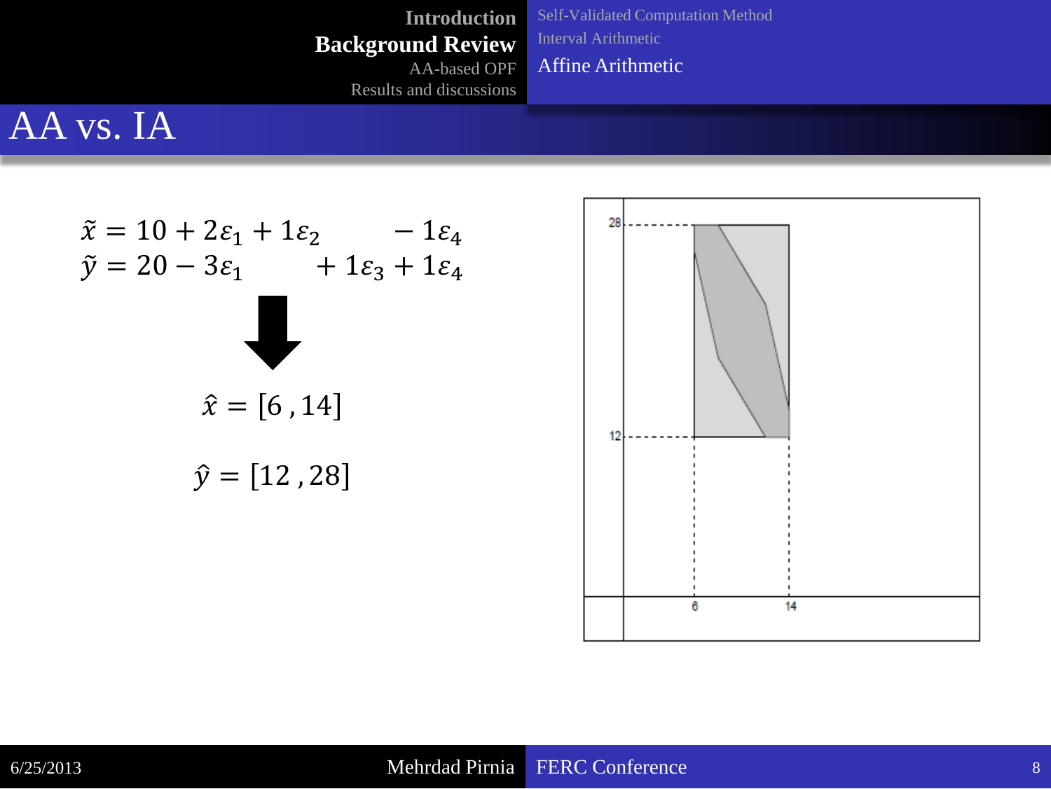# AA vs. IA

$$\tilde{x} = 10 + 2\varepsilon_1 + 1\varepsilon_2 \qquad\quad - 1\varepsilon_4$$

$$\tilde{y} = 20 - 3\varepsilon_1 \qquad\quad + 1\varepsilon_3 + 1\varepsilon_4$$

$$\hat{x} = [6\,, 14]$$

$$\hat{y} = [12\,, 28]$$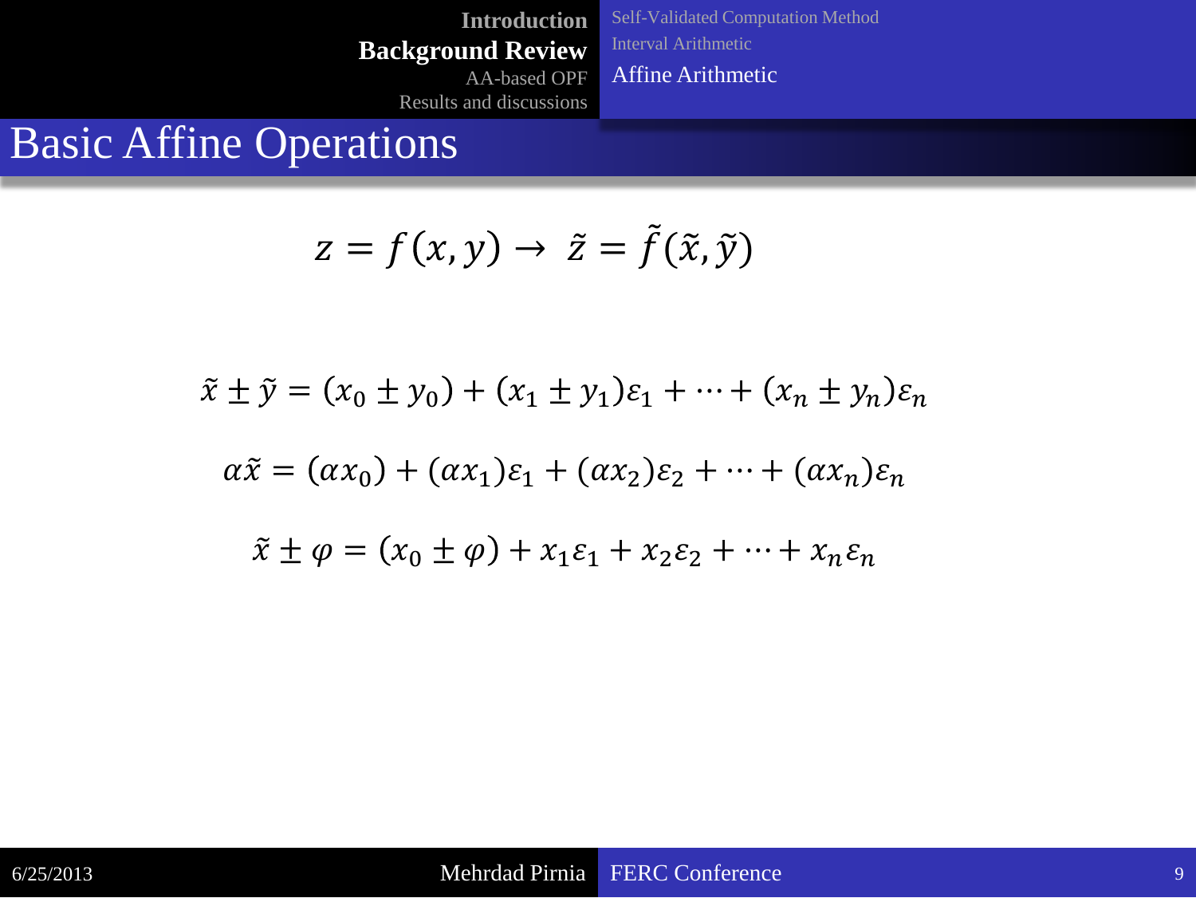# Basic Affine Operations

$$z = f(x, y) \rightarrow \tilde{z} = \tilde{f}(\tilde{x}, \tilde{y})$$

$$\tilde{x} \pm \tilde{y} = (x_0 \pm y_0) + (x_1 \pm y_1)\varepsilon_1 + \cdots + (x_n \pm y_n)\varepsilon_n$$

$$\alpha\tilde{x} = (\alpha x_0) + (\alpha x_1)\varepsilon_1 + (\alpha x_2)\varepsilon_2 + \cdots + (\alpha x_n)\varepsilon_n$$

$$\tilde{x} \pm \varphi = (x_0 \pm \varphi) + x_1\varepsilon_1 + x_2\varepsilon_2 + \cdots + x_n\varepsilon_n$$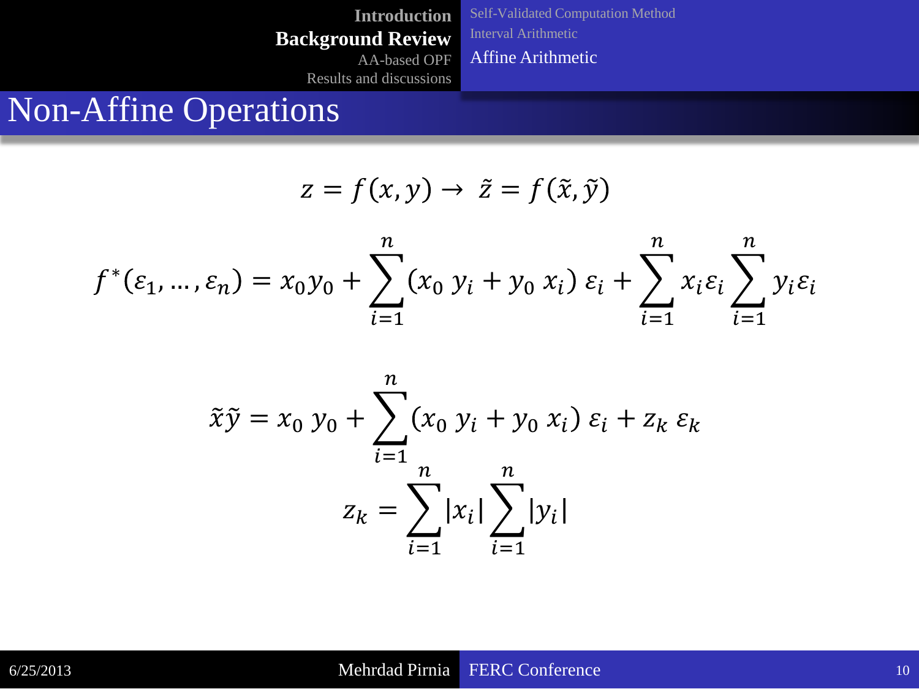# Non-Affine Operations

$$z = f(x, y) \rightarrow \tilde{z} = f(\tilde{x}, \tilde{y})$$

$$f^*(\varepsilon_1, \dots, \varepsilon_n) = x_0 y_0 + \sum_{i=1}^{n} (x_0\, y_i + y_0\, x_i)\, \varepsilon_i + \sum_{i=1}^{n} x_i \varepsilon_i \sum_{i=1}^{n} y_i \varepsilon_i$$

$$\tilde{x}\tilde{y} = x_0\, y_0 + \sum_{i=1}^{n} (x_0\, y_i + y_0\, x_i)\, \varepsilon_i + z_k\, \varepsilon_k$$

$$z_k = \sum_{i=1}^{n} |x_i| \sum_{i=1}^{n} |y_i|$$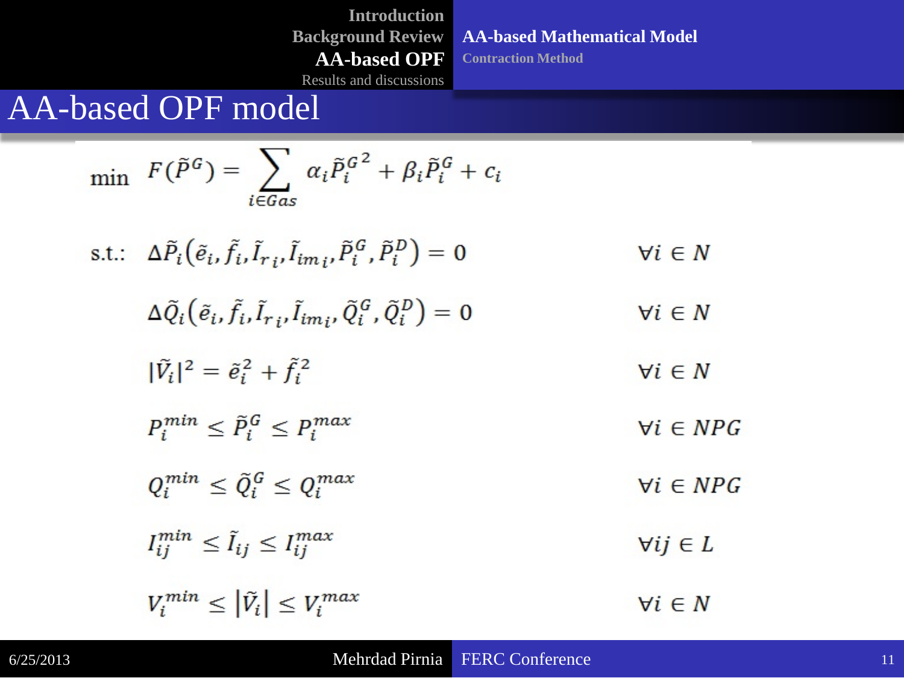# AA-based OPF model

$$\min \quad F(\tilde{P}^G) = \sum_{i \in Gas} \alpha_i {\tilde{P}_i^G}^2 + \beta_i \tilde{P}_i^G + c_i$$

s.t.:

$$\Delta\tilde{P}_i\left(\tilde{e}_i, \tilde{f}_i, \tilde{I}_{r_i}, \tilde{I}_{im_i}, \tilde{P}_i^G, \tilde{P}_i^D\right) = 0 \qquad \forall i \in N$$

$$\Delta\tilde{Q}_i\left(\tilde{e}_i, \tilde{f}_i, \tilde{I}_{r_i}, \tilde{I}_{im_i}, \tilde{Q}_i^G, \tilde{Q}_i^D\right) = 0 \qquad \forall i \in N$$

$$|\tilde{V}_i|^2 = \tilde{e}_i^2 + \tilde{f}_i^2 \qquad \forall i \in N$$

$$P_i^{min} \leq \tilde{P}_i^G \leq P_i^{max} \qquad \forall i \in NPG$$

$$Q_i^{min} \leq \tilde{Q}_i^G \leq Q_i^{max} \qquad \forall i \in NPG$$

$$I_{ij}^{min} \leq \tilde{I}_{ij} \leq I_{ij}^{max} \qquad \forall ij \in L$$

$$V_i^{min} \leq \left|\tilde{V}_i\right| \leq V_i^{max} \qquad \forall i \in N$$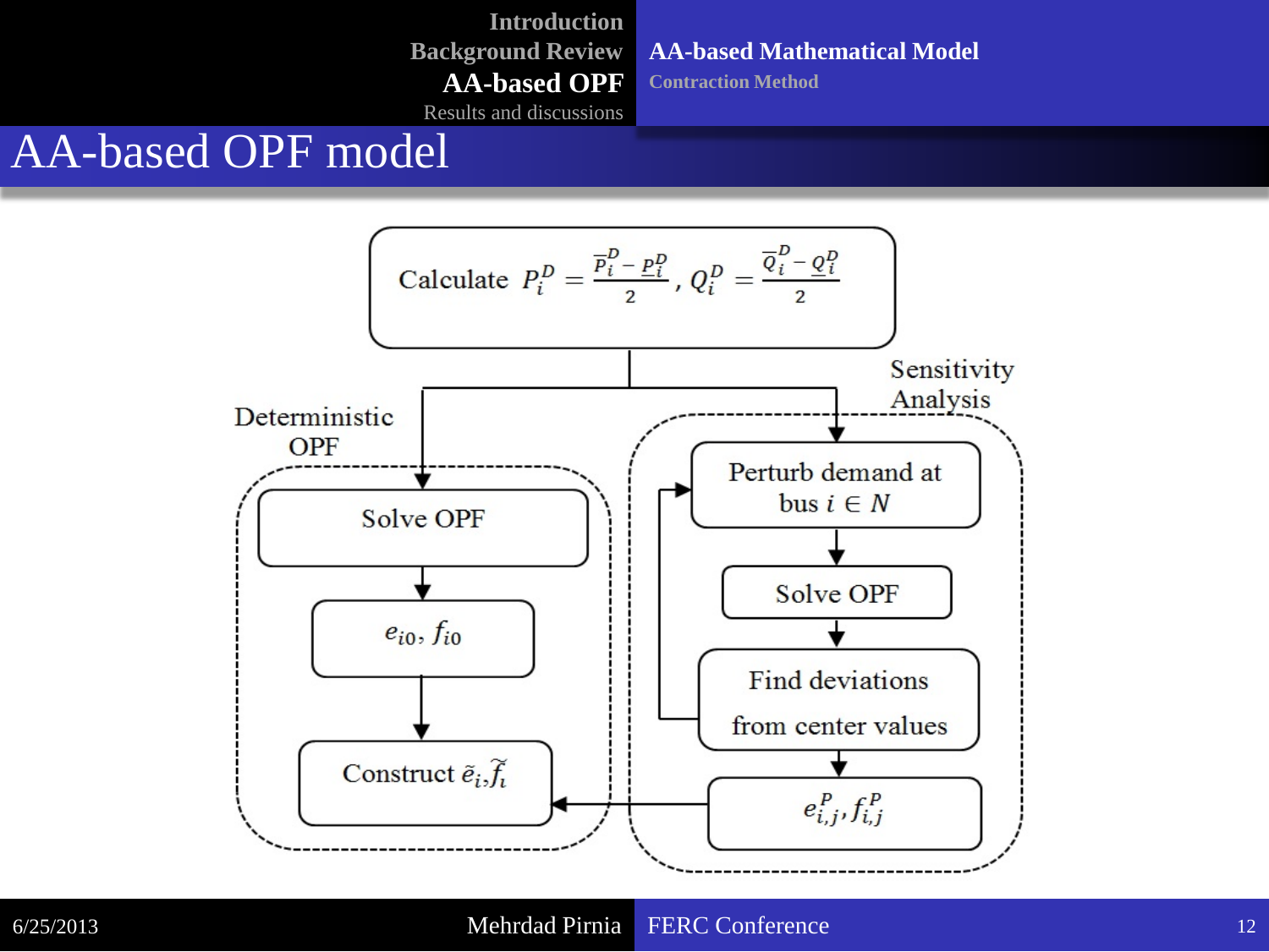# AA-based OPF model

Calculate $P_i^D = \frac{\overline{P}_i^D - \underline{P}_i^D}{2}$, $Q_i^D = \frac{\overline{Q}_i^D - \underline{Q}_i^D}{2}$

**Deterministic OPF**

- Solve OPF
- $e_{i0}, f_{i0}$
- Construct $\tilde{e}_i, \tilde{f}_i$

**Sensitivity Analysis**

- Perturb demand at bus $i \in N$
- Solve OPF
- Find deviations from center values
- $e_{i,j}^P, f_{i,j}^P$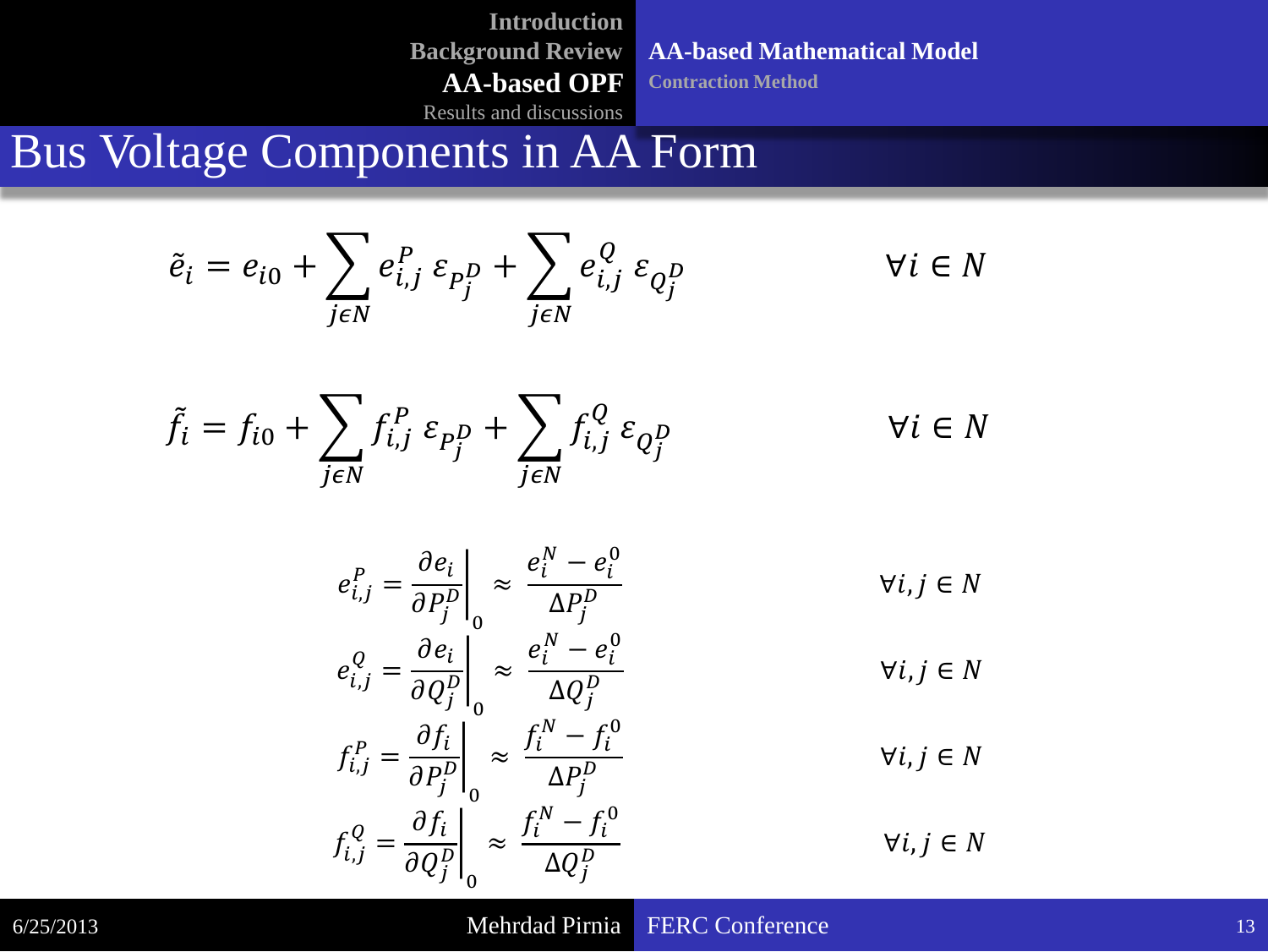# Bus Voltage Components in AA Form

$$\tilde{e}_i = e_{i0} + \sum_{j \epsilon N} e_{i,j}^P \, \varepsilon_{P_j^D} + \sum_{j \epsilon N} e_{i,j}^Q \, \varepsilon_{Q_j^D} \qquad \forall i \in N$$

$$\tilde{f}_i = f_{i0} + \sum_{j \epsilon N} f_{i,j}^P \, \varepsilon_{P_j^D} + \sum_{j \epsilon N} f_{i,j}^Q \, \varepsilon_{Q_j^D} \qquad \forall i \in N$$

$$e_{i,j}^P = \left. \frac{\partial e_i}{\partial P_j^D} \right|_0 \approx \frac{e_i^N - e_i^0}{\Delta P_j^D} \qquad \forall i,j \in N$$

$$e_{i,j}^Q = \left. \frac{\partial e_i}{\partial Q_j^D} \right|_0 \approx \frac{e_i^N - e_i^0}{\Delta Q_j^D} \qquad \forall i,j \in N$$

$$f_{i,j}^P = \left. \frac{\partial f_i}{\partial P_j^D} \right|_0 \approx \frac{f_i^N - f_i^0}{\Delta P_j^D} \qquad \forall i,j \in N$$

$$f_{i,j}^Q = \left. \frac{\partial f_i}{\partial Q_j^D} \right|_0 \approx \frac{f_i^N - f_i^0}{\Delta Q_j^D} \qquad \forall i,j \in N$$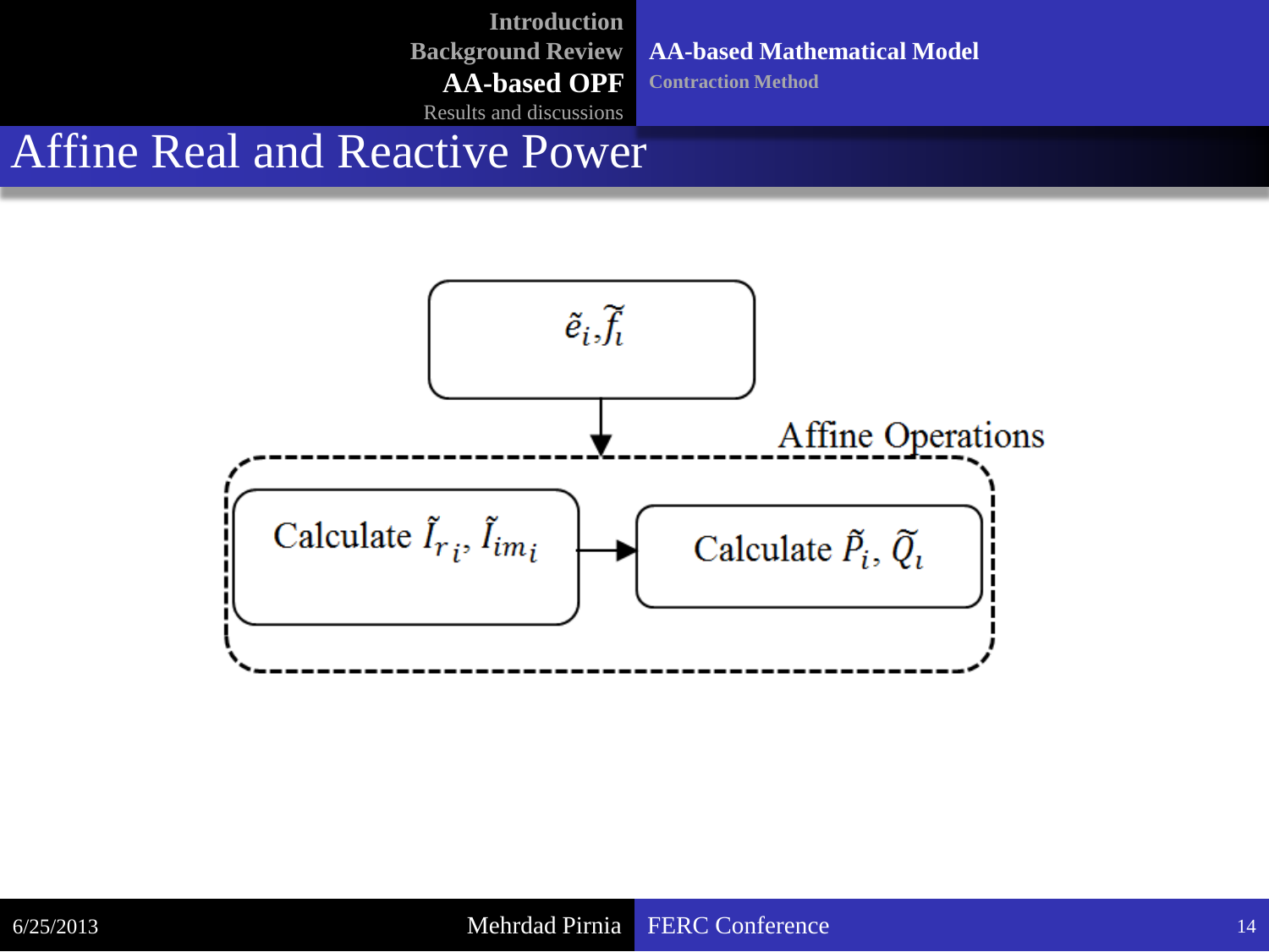# Affine Real and Reactive Power

$\tilde{e}_i, \tilde{f}_i$

Affine Operations

Calculate $\tilde{I}_{r_i}, \tilde{I}_{im_i}$

Calculate $\tilde{P}_i, \tilde{Q}_i$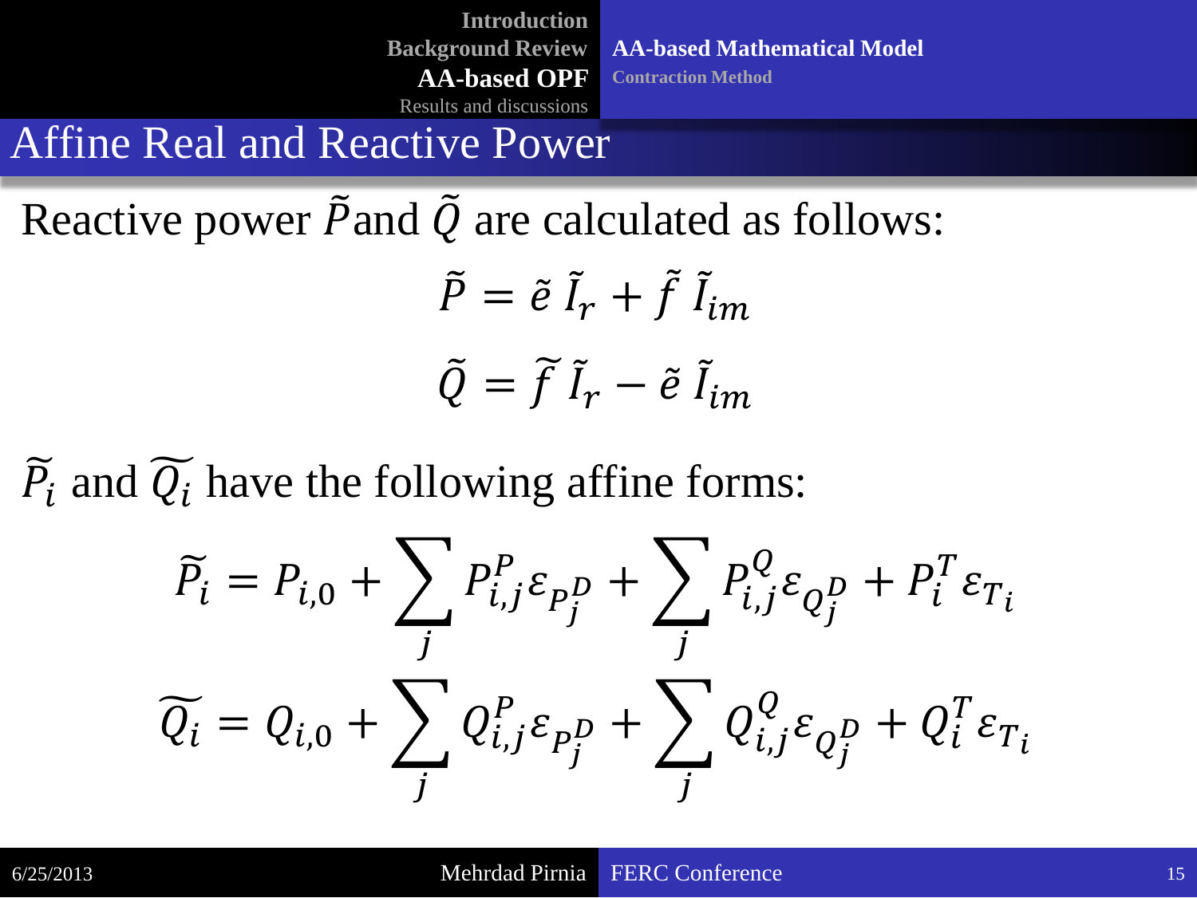# Affine Real and Reactive Power

Reactive power $\tilde{P}$and $\tilde{Q}$ are calculated as follows:

$$\tilde{P} = \tilde{e}\,\tilde{I}_r + \tilde{f}\,\tilde{I}_{im}$$

$$\tilde{Q} = \tilde{f}\,\tilde{I}_r - \tilde{e}\,\tilde{I}_{im}$$

$\widetilde{P_i}$ and $\widetilde{Q_i}$ have the following affine forms:

$$\widetilde{P_i} = P_{i,0} + \sum_j P_{i,j}^{P} \varepsilon_{P_j^D} + \sum_j P_{i,j}^{Q} \varepsilon_{Q_j^D} + P_i^T \varepsilon_{T_i}$$

$$\widetilde{Q_i} = Q_{i,0} + \sum_j Q_{i,j}^{P} \varepsilon_{P_j^D} + \sum_j Q_{i,j}^{Q} \varepsilon_{Q_j^D} + Q_i^T \varepsilon_{T_i}$$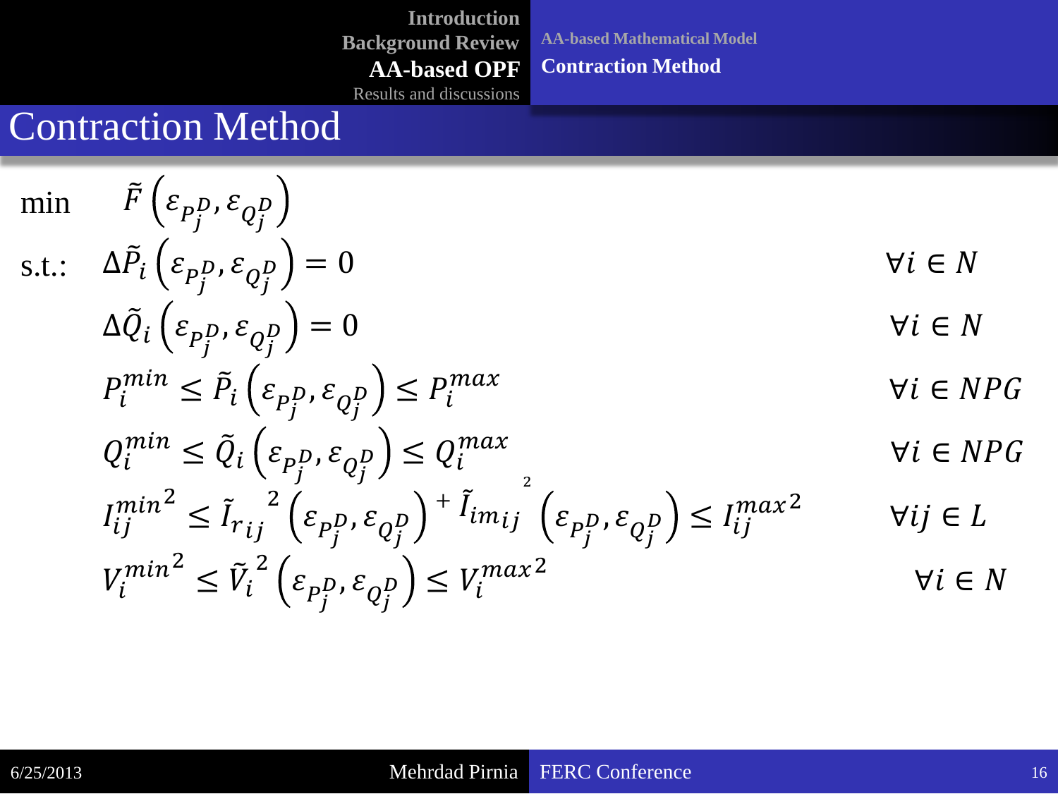# Contraction Method

$$
\begin{aligned}
\min \quad & \tilde{F}\left(\varepsilon_{P_j^D}, \varepsilon_{Q_j^D}\right) & \\
\text{s.t.:} \quad & \Delta\tilde{P}_i\left(\varepsilon_{P_j^D}, \varepsilon_{Q_j^D}\right) = 0 & \forall i \in N \\
& \Delta\tilde{Q}_i\left(\varepsilon_{P_j^D}, \varepsilon_{Q_j^D}\right) = 0 & \forall i \in N \\
& P_i^{min} \leq \tilde{P}_i\left(\varepsilon_{P_j^D}, \varepsilon_{Q_j^D}\right) \leq P_i^{max} & \forall i \in NPG \\
& Q_i^{min} \leq \tilde{Q}_i\left(\varepsilon_{P_j^D}, \varepsilon_{Q_j^D}\right) \leq Q_i^{max} & \forall i \in NPG \\
& {I_{ij}^{min}}^2 \leq {\tilde{I}_{r_{ij}}}^2\left(\varepsilon_{P_j^D}, \varepsilon_{Q_j^D}\right) + {\tilde{I}_{im_{ij}}}^2\left(\varepsilon_{P_j^D}, \varepsilon_{Q_j^D}\right) \leq {I_{ij}^{max}}^2 & \forall ij \in L \\
& {V_i^{min}}^2 \leq {\tilde{V}_i}^2\left(\varepsilon_{P_j^D}, \varepsilon_{Q_j^D}\right) \leq {V_i^{max}}^2 & \forall i \in N
\end{aligned}
$$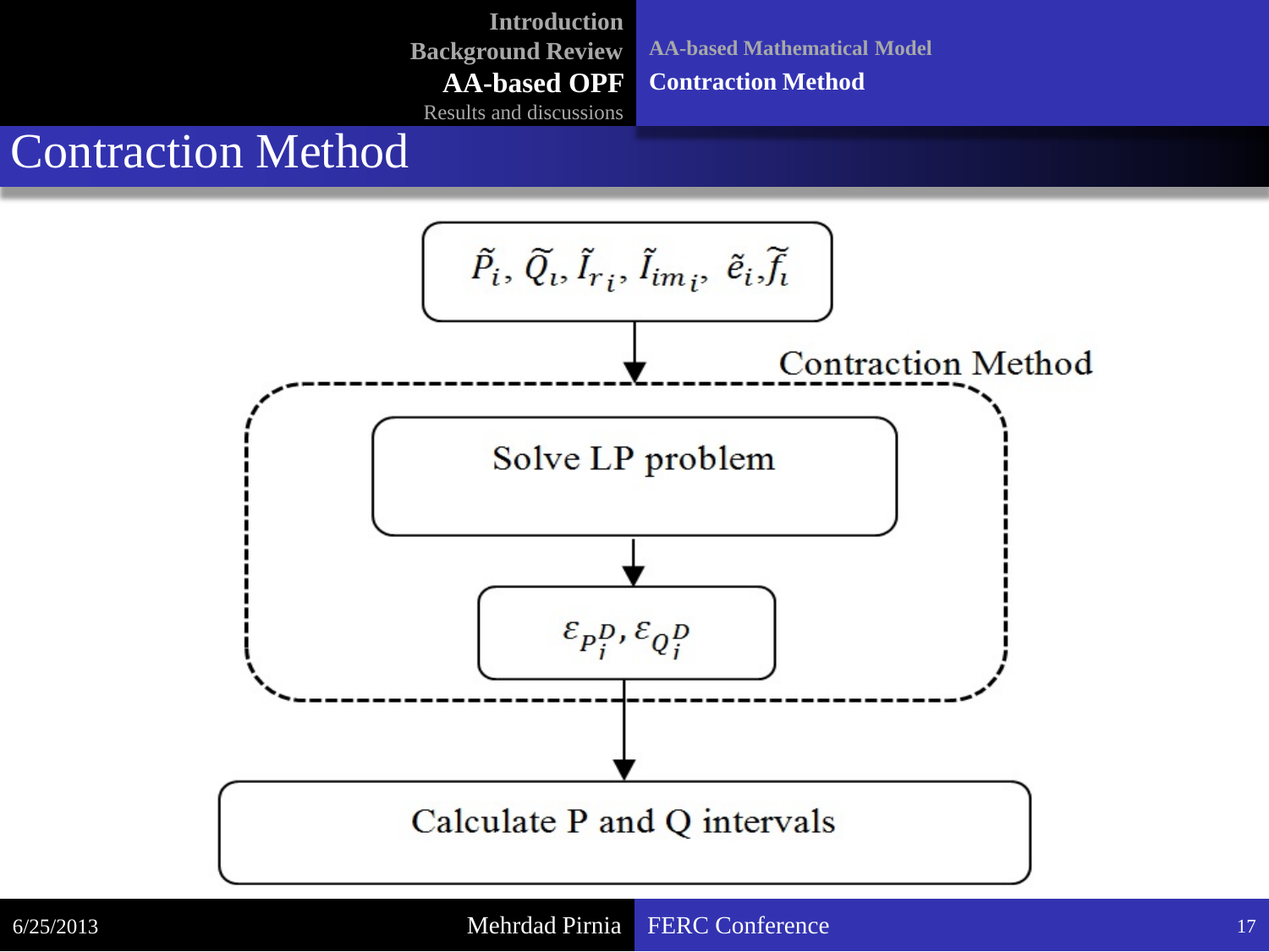# Contraction Method

$\tilde{P}_i, \tilde{Q}_i, \tilde{I}_{r_i}, \tilde{I}_{im_i}, \tilde{e}_i, \tilde{f}_i$

↓

**Contraction Method**

- Solve LP problem
- ↓
- $\varepsilon_{P_i^D}, \varepsilon_{Q_i^D}$

↓

Calculate P and Q intervals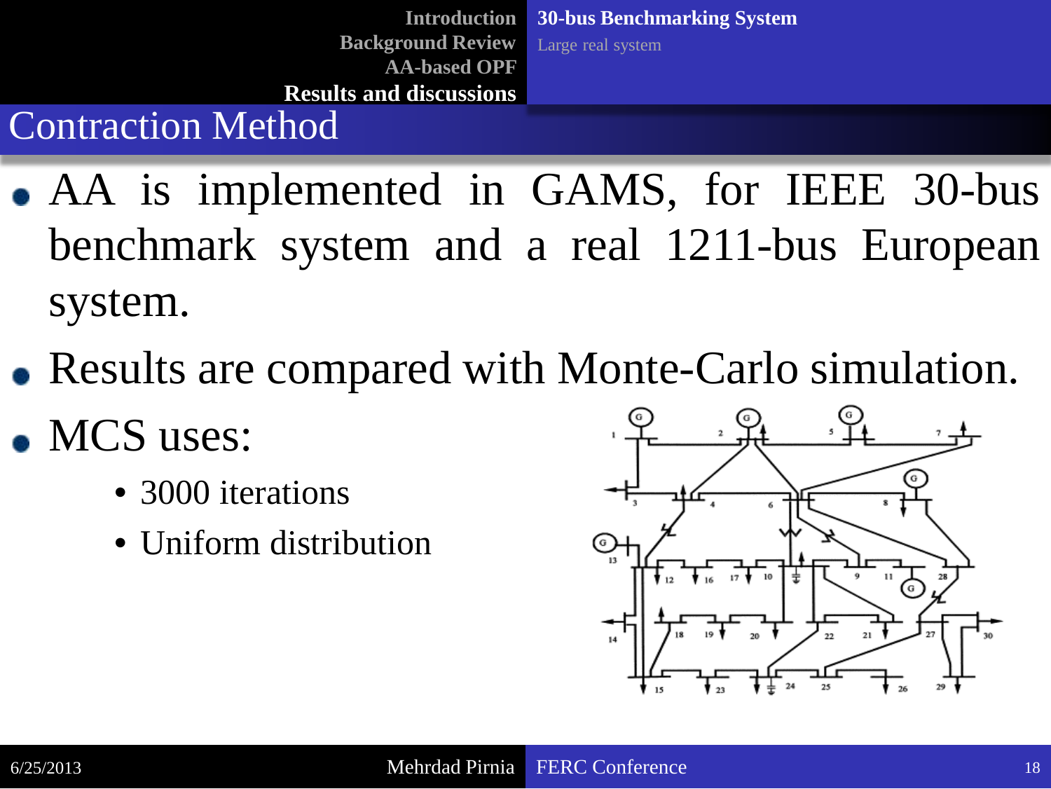## Contraction Method

- AA is implemented in GAMS, for IEEE 30-bus benchmark system and a real 1211-bus European system.
- Results are compared with Monte-Carlo simulation.
- MCS uses:
  - 3000 iterations
  - Uniform distribution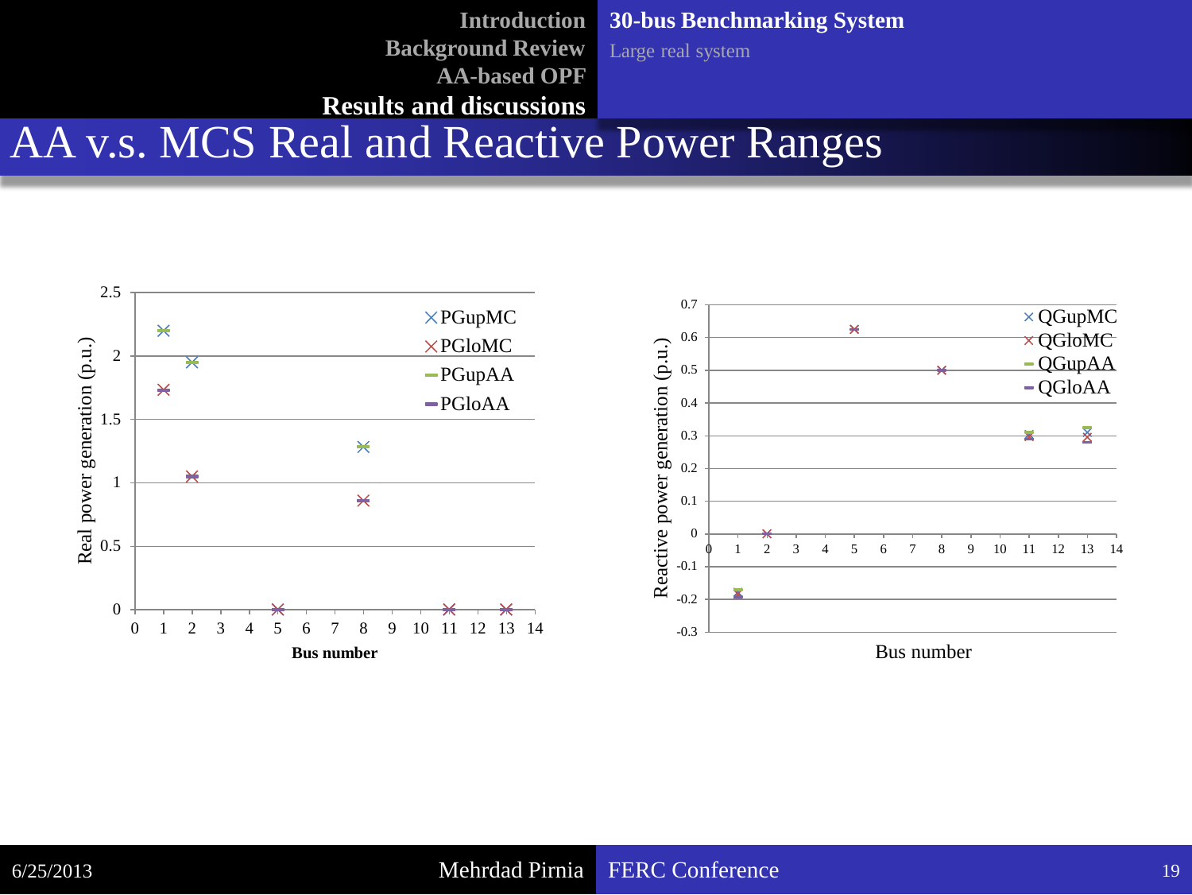# AA v.s. MCS Real and Reactive Power Ranges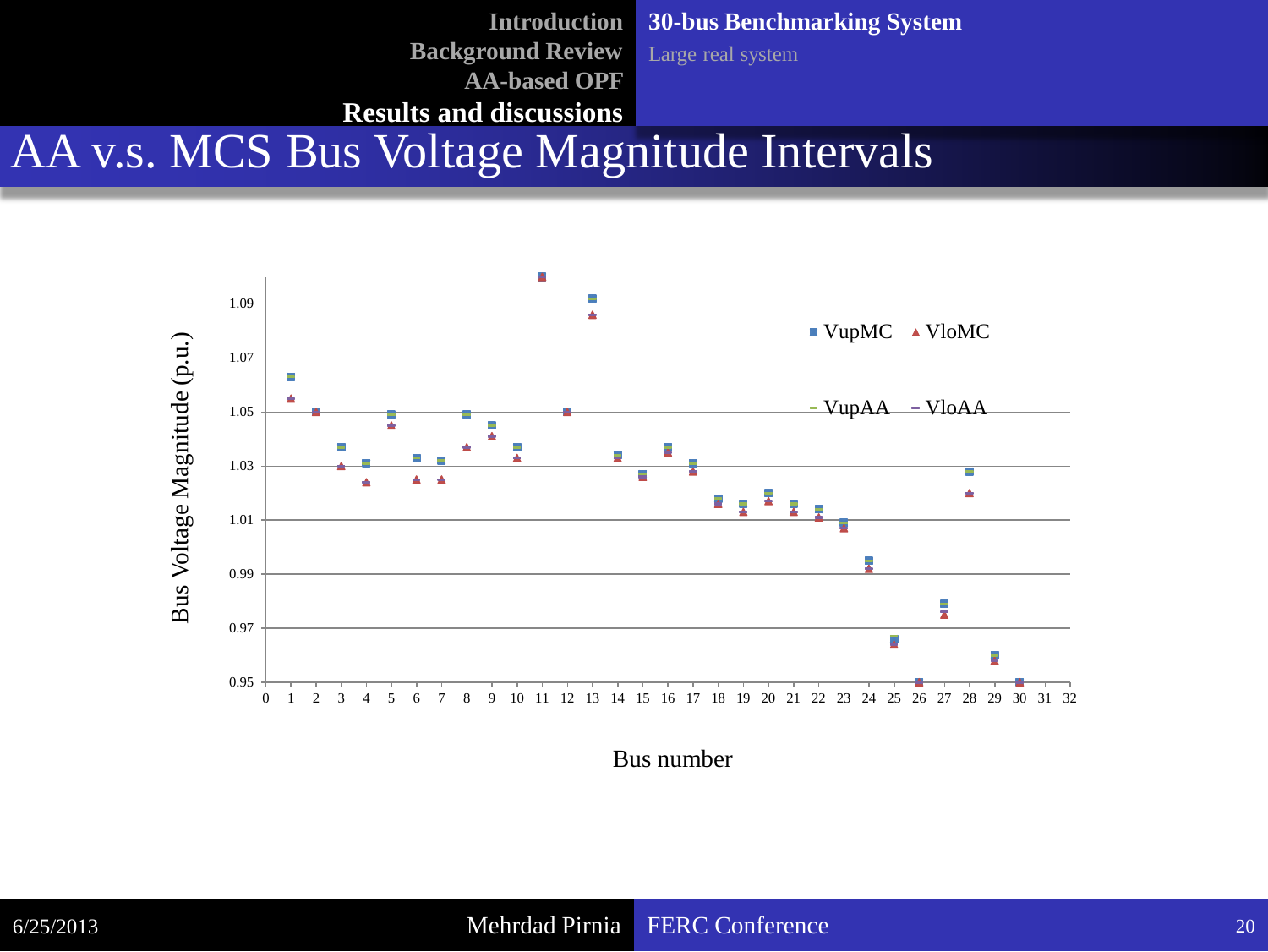# AA v.s. MCS Bus Voltage Magnitude Intervals

Bus Voltage Magnitude (p.u.)

1.09
1.07
1.05
1.03
1.01
0.99
0.97
0.95

0 1 2 3 4 5 6 7 8 9 10 11 12 13 14 15 16 17 18 19 20 21 22 23 24 25 26 27 28 29 30 31 32

Bus number

VupMC VloMC

VupAA VloAA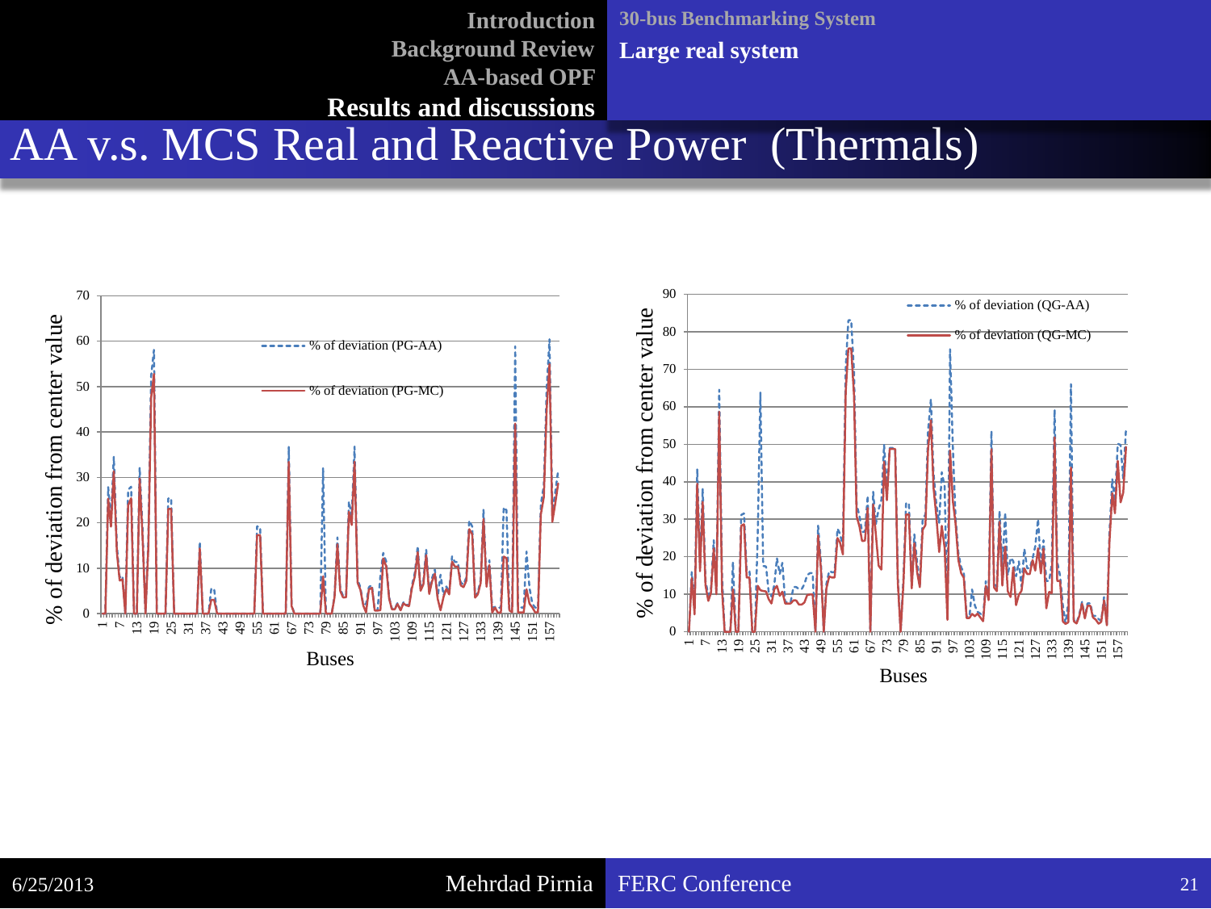# AA v.s. MCS Real and Reactive Power (Thermals)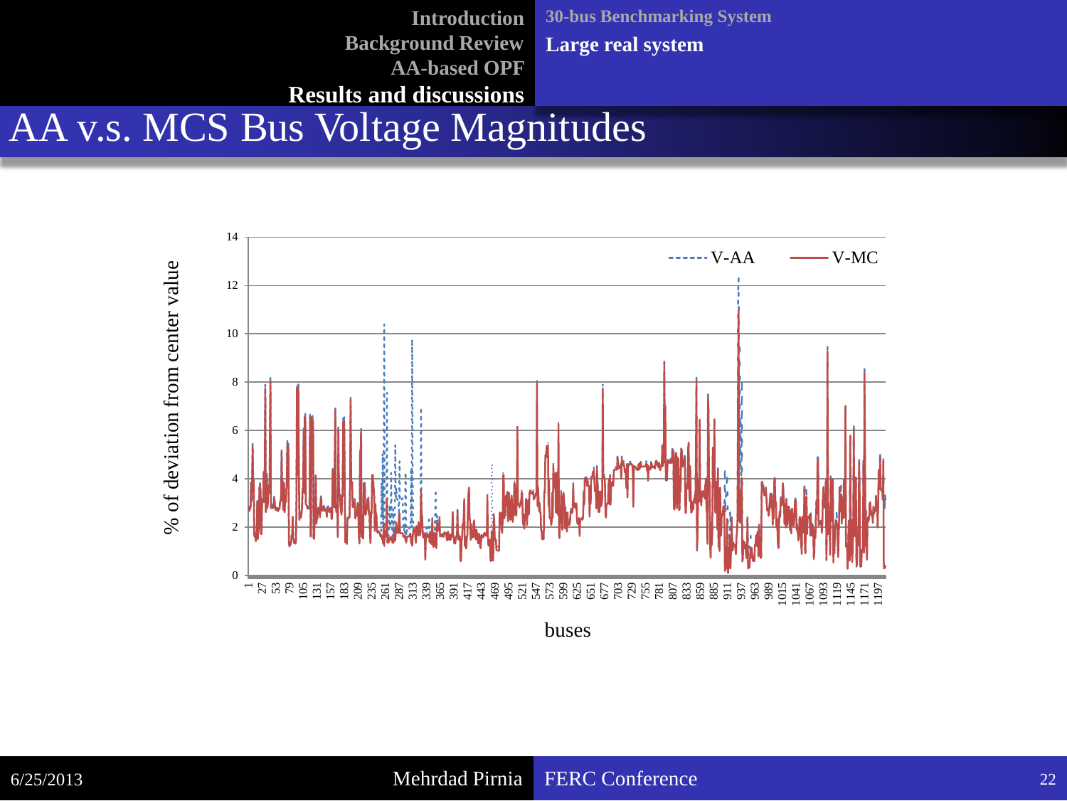# AA v.s. MCS Bus Voltage Magnitudes

% of deviation from center value

V-AA

V-MC

buses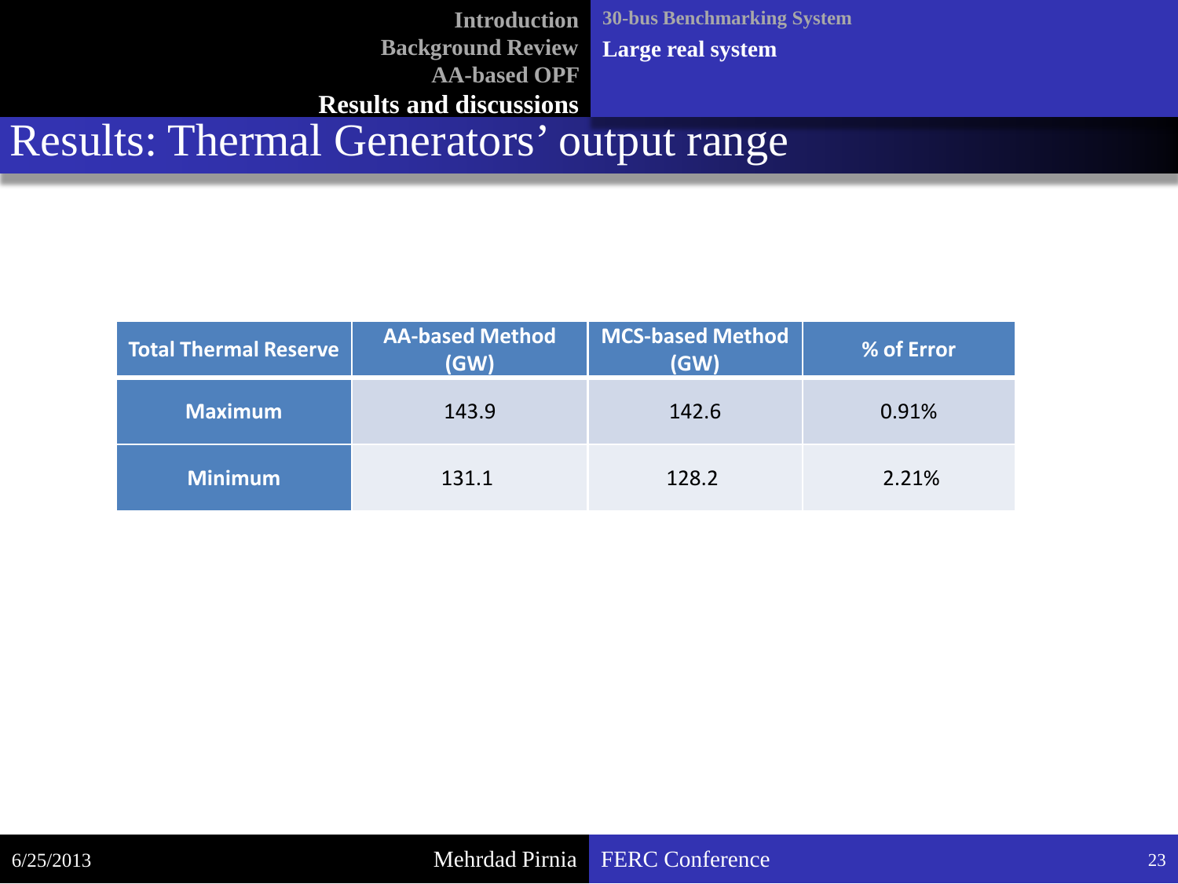# Results: Thermal Generators' output range

| Total Thermal Reserve | AA-based Method (GW) | MCS-based Method (GW) | % of Error |
|---|---|---|---|
| Maximum | 143.9 | 142.6 | 0.91% |
| Minimum | 131.1 | 128.2 | 2.21% |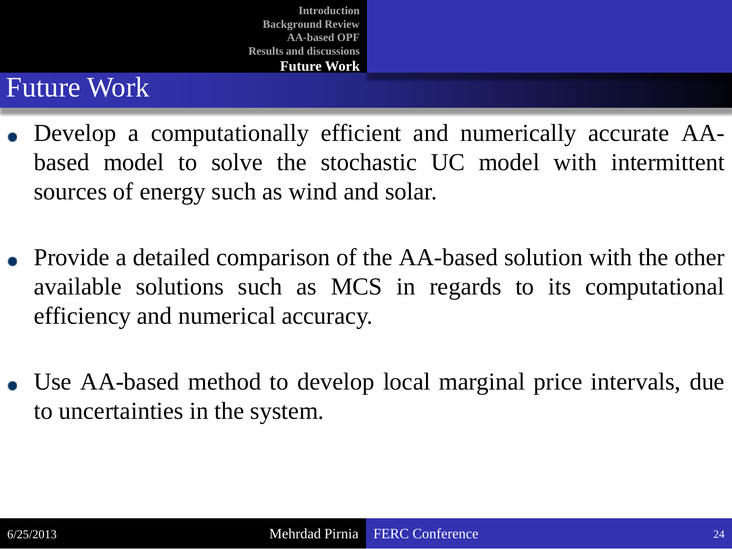# Future Work

- Develop a computationally efficient and numerically accurate AA-based model to solve the stochastic UC model with intermittent sources of energy such as wind and solar.
- Provide a detailed comparison of the AA-based solution with the other available solutions such as MCS in regards to its computational efficiency and numerical accuracy.
- Use AA-based method to develop local marginal price intervals, due to uncertainties in the system.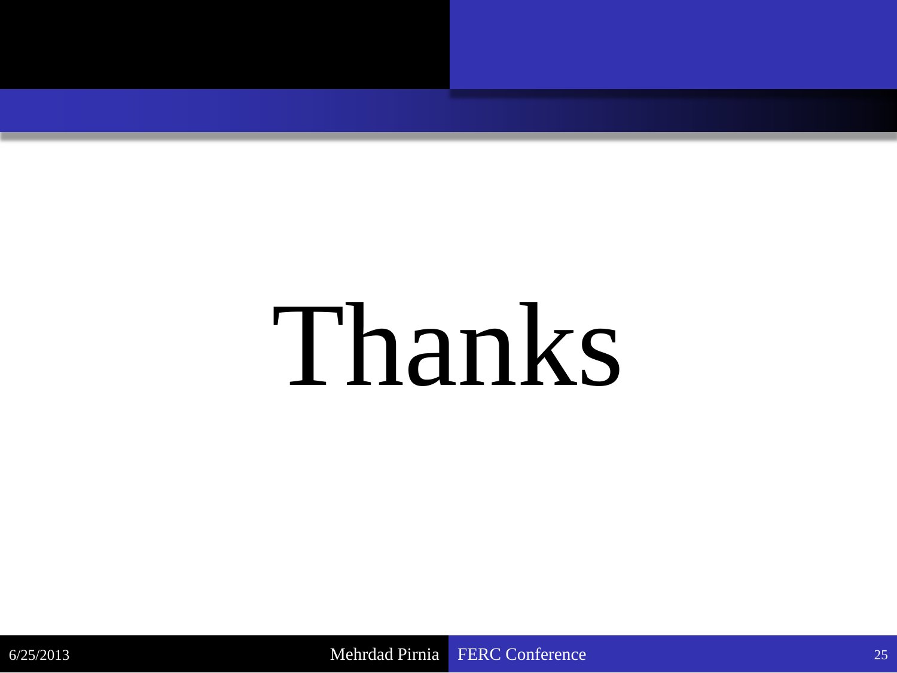# Thanks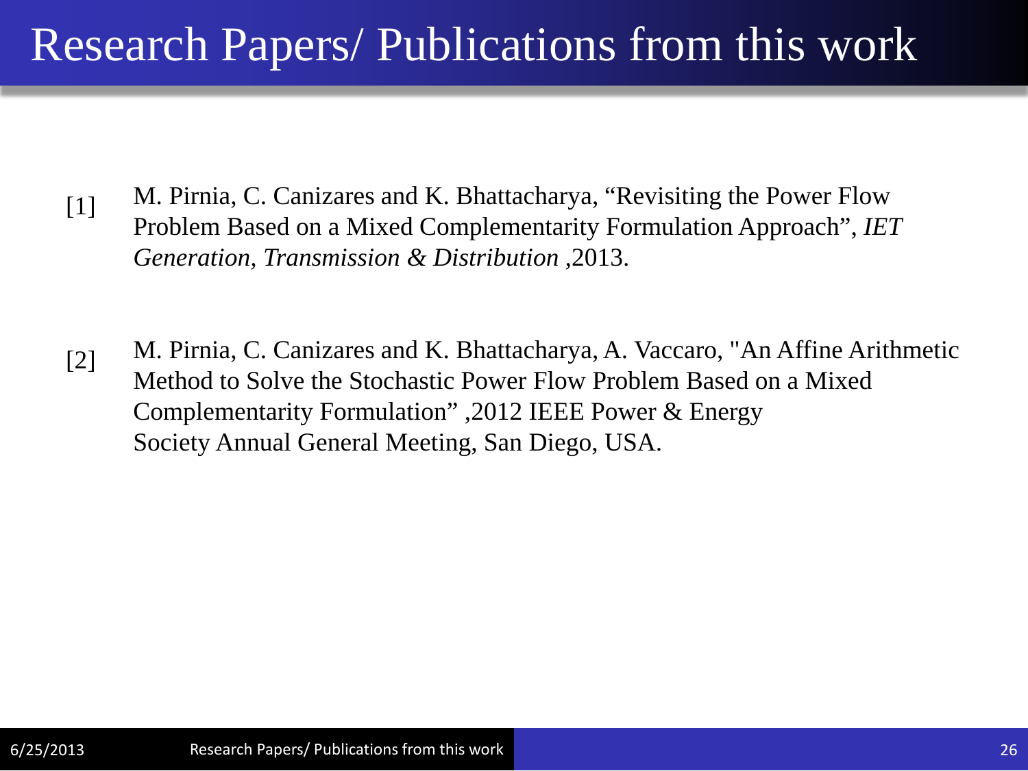# Research Papers/ Publications from this work

[1] M. Pirnia, C. Canizares and K. Bhattacharya, “Revisiting the Power Flow Problem Based on a Mixed Complementarity Formulation Approach”, *IET Generation, Transmission & Distribution* ,2013.

[2] M. Pirnia, C. Canizares and K. Bhattacharya, A. Vaccaro, "An Affine Arithmetic Method to Solve the Stochastic Power Flow Problem Based on a Mixed Complementarity Formulation” ,2012 IEEE Power & Energy Society Annual General Meeting, San Diego, USA.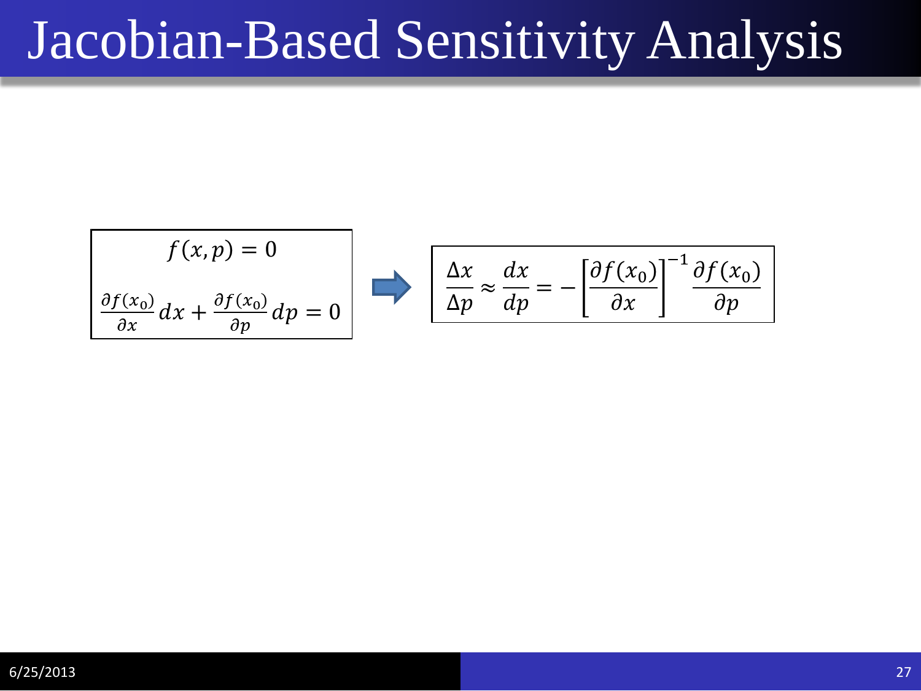# Jacobian-Based Sensitivity Analysis

$$f(x, p) = 0$$

$$\frac{\partial f(x_0)}{\partial x} dx + \frac{\partial f(x_0)}{\partial p} dp = 0$$

$$\Rightarrow$$

$$\frac{\Delta x}{\Delta p} \approx \frac{dx}{dp} = -\left[\frac{\partial f(x_0)}{\partial x}\right]^{-1} \frac{\partial f(x_0)}{\partial p}$$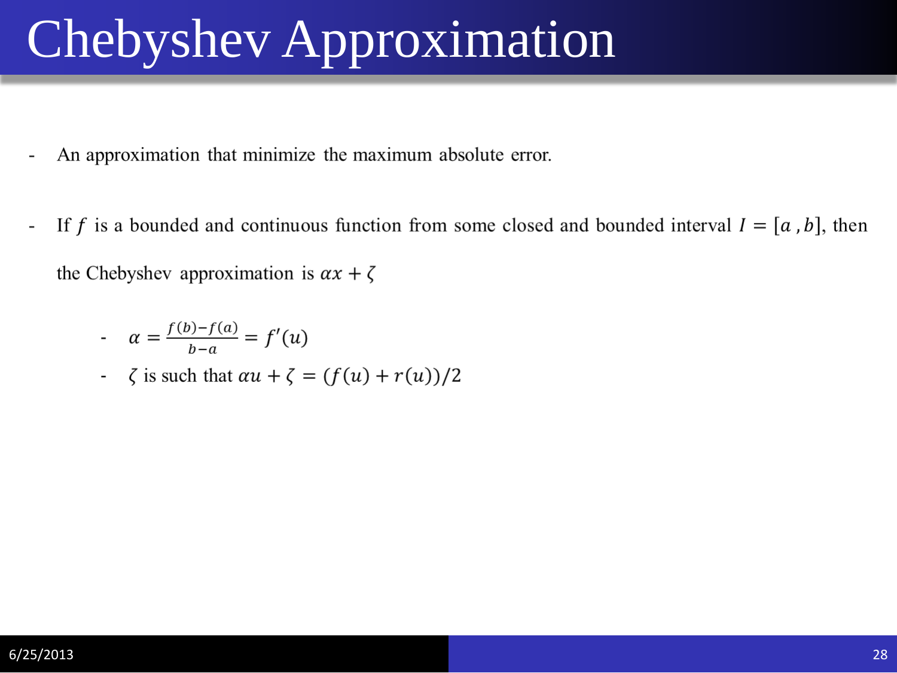# Chebyshev Approximation

- An approximation that minimize the maximum absolute error.

- If $f$ is a bounded and continuous function from some closed and bounded interval $I = [a\,, b]$, then the Chebyshev approximation is $\alpha x + \zeta$
  - $\alpha = \frac{f(b)-f(a)}{b-a} = f'(u)$
  - $\zeta$ is such that $\alpha u + \zeta = (f(u) + r(u))/2$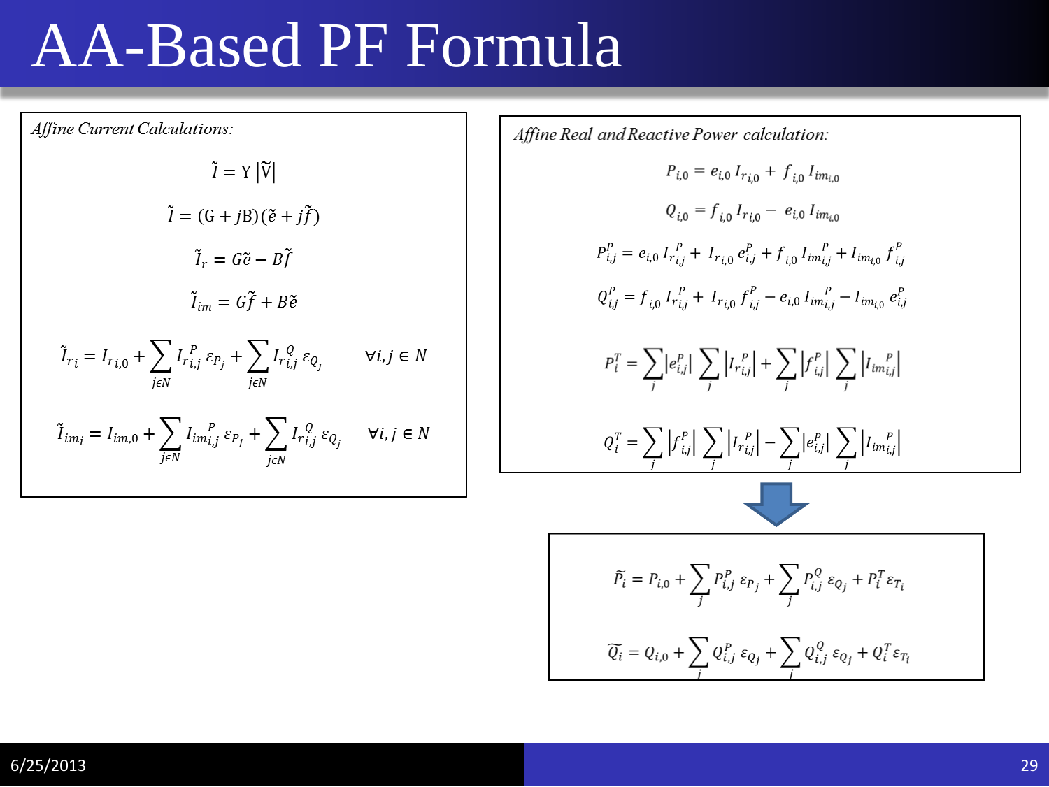# AA-Based PF Formula

*Affine Current Calculations:*

$$\tilde{I} = \mathrm{Y}\,|\tilde{\mathrm{V}}|$$

$$\tilde{I} = (\mathrm{G} + j\mathrm{B})(\tilde{e} + j\tilde{f})$$

$$\tilde{I}_r = G\tilde{e} - B\tilde{f}$$

$$\tilde{I}_{im} = G\tilde{f} + B\tilde{e}$$

$$\tilde{I}_{r_i} = I_{r\,i,0} + \sum_{j\epsilon N} I_{r_{i,j}}^{P}\,\varepsilon_{P_j} + \sum_{j\epsilon N} I_{r_{i,j}}^{Q}\,\varepsilon_{Q_j} \qquad \forall i,j \in N$$

$$\tilde{I}_{im_i} = I_{im,0} + \sum_{j\epsilon N} I_{im_{i,j}}^{P}\,\varepsilon_{P_j} + \sum_{j\epsilon N} I_{r_{i,j}}^{Q}\,\varepsilon_{Q_j} \qquad \forall i,j \in N$$

*Affine Real and Reactive Power calculation:*

$$P_{i,0} = e_{i,0}\,I_{r_{i,0}} + f_{i,0}\,I_{im_{i,0}}$$

$$Q_{i,0} = f_{i,0}\,I_{r_{i,0}} - e_{i,0}\,I_{im_{i,0}}$$

$$P_{i,j}^{P} = e_{i,0}\,I_{r_{i,j}}^{P} + I_{r_{i,0}}\,e_{i,j}^{P} + f_{i,0}\,I_{im_{i,j}}^{P} + I_{im_{i,0}}\,f_{i,j}^{P}$$

$$Q_{i,j}^{P} = f_{i,0}\,I_{r_{i,j}}^{P} + I_{r_{i,0}}\,f_{i,j}^{P} - e_{i,0}\,I_{im_{i,j}}^{P} - I_{im_{i,0}}\,e_{i,j}^{P}$$

$$P_i^{T} = \sum_j \left|e_{i,j}^{P}\right| \sum_j \left|I_{r_{i,j}}^{P}\right| + \sum_j \left|f_{i,j}^{P}\right| \sum_j \left|I_{im_{i,j}}^{P}\right|$$

$$Q_i^{T} = \sum_j \left|f_{i,j}^{P}\right| \sum_j \left|I_{r_{i,j}}^{P}\right| - \sum_j \left|e_{i,j}^{P}\right| \sum_j \left|I_{im_{i,j}}^{P}\right|$$

$$\widetilde{P}_i = P_{i,0} + \sum_j P_{i,j}^{P}\,\varepsilon_{P_j} + \sum_j P_{i,j}^{Q}\,\varepsilon_{Q_j} + P_i^{T}\,\varepsilon_{T_i}$$

$$\widetilde{Q}_i = Q_{i,0} + \sum_j Q_{i,j}^{P}\,\varepsilon_{Q_j} + \sum_j Q_{i,j}^{Q}\,\varepsilon_{Q_j} + Q_i^{T}\,\varepsilon_{T_i}$$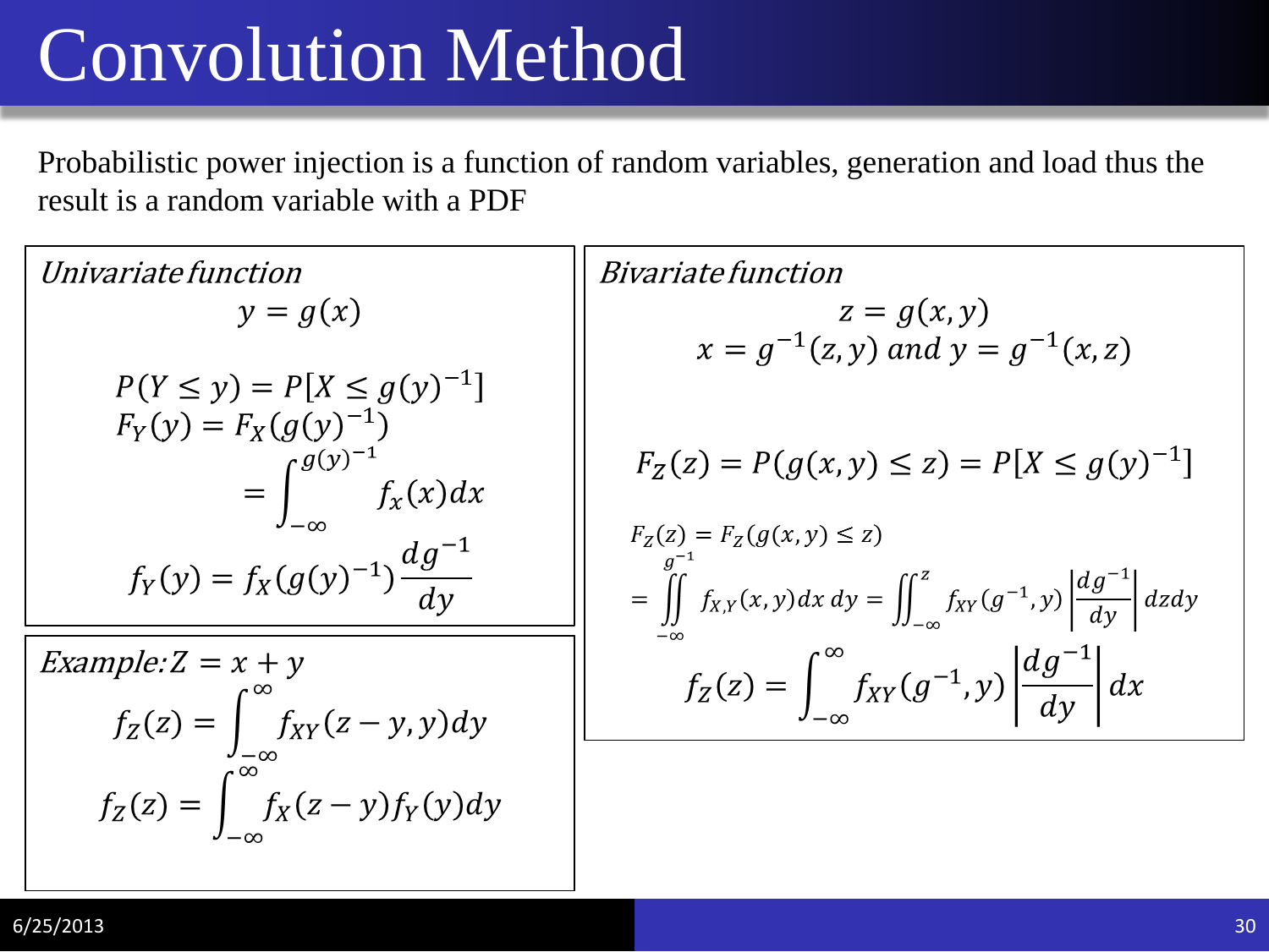# Convolution Method

Probabilistic power injection is a function of random variables, generation and load thus the result is a random variable with a PDF

*Univariate function*

$$y = g(x)$$

$$P(Y \leq y) = P[X \leq g(y)^{-1}]$$

$$F_Y(y) = F_X(g(y)^{-1})$$

$$= \int_{-\infty}^{g(y)^{-1}} f_x(x)dx$$

$$f_Y(y) = f_X(g(y)^{-1})\frac{dg^{-1}}{dy}$$

*Example:* $Z = x + y$

$$f_Z(z) = \int_{-\infty}^{\infty} f_{XY}(z-y, y)dy$$

$$f_Z(z) = \int_{-\infty}^{\infty} f_X(z-y)f_Y(y)dy$$

*Bivariate function*

$$z = g(x,y)$$

$$x = g^{-1}(z,y) \text{ and } y = g^{-1}(x,z)$$

$$F_Z(z) = P(g(x,y) \leq z) = P[X \leq g(y)^{-1}]$$

$$F_Z(z) = F_Z(g(x,y) \leq z)$$

$$= \iint_{-\infty}^{g^{-1}} f_{X,Y}(x,y)dx\,dy = \iint_{-\infty}^{z} f_{XY}(g^{-1}, y)\left|\frac{dg^{-1}}{dy}\right| dzdy$$

$$f_Z(z) = \int_{-\infty}^{\infty} f_{XY}(g^{-1}, y)\left|\frac{dg^{-1}}{dy}\right| dx$$